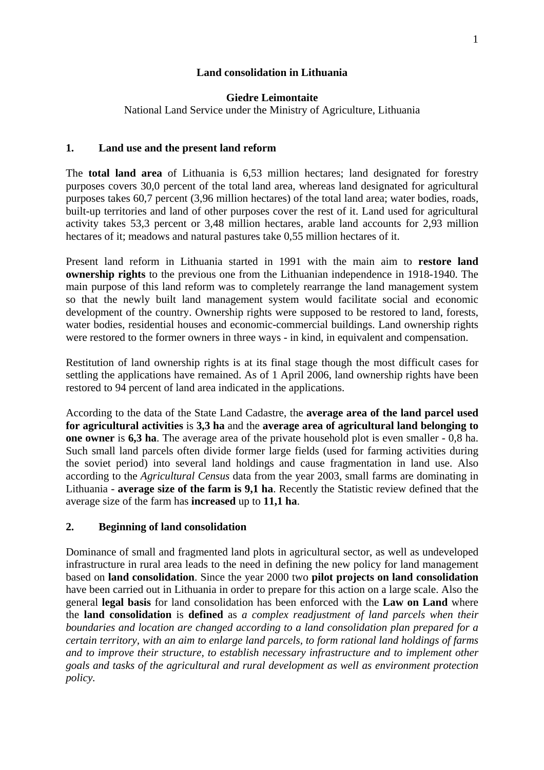# Land consolidation in Lithuania

**Giedre Leimontaite**
National Land Service under the Ministry of Agriculture, Lithuania

## 1. Land use and the present land reform

The **total land area** of Lithuania is 6,53 million hectares; land designated for forestry purposes covers 30,0 percent of the total land area, whereas land designated for agricultural purposes takes 60,7 percent (3,96 million hectares) of the total land area; water bodies, roads, built-up territories and land of other purposes cover the rest of it. Land used for agricultural activity takes 53,3 percent or 3,48 million hectares, arable land accounts for 2,93 million hectares of it; meadows and natural pastures take 0,55 million hectares of it.

Present land reform in Lithuania started in 1991 with the main aim to **restore land ownership rights** to the previous one from the Lithuanian independence in 1918-1940. The main purpose of this land reform was to completely rearrange the land management system so that the newly built land management system would facilitate social and economic development of the country. Ownership rights were supposed to be restored to land, forests, water bodies, residential houses and economic-commercial buildings. Land ownership rights were restored to the former owners in three ways - in kind, in equivalent and compensation.

Restitution of land ownership rights is at its final stage though the most difficult cases for settling the applications have remained. As of 1 April 2006, land ownership rights have been restored to 94 percent of land area indicated in the applications.

According to the data of the State Land Cadastre, the **average area of the land parcel used for agricultural activities** is **3,3 ha** and the **average area of agricultural land belonging to one owner** is **6,3 ha**. The average area of the private household plot is even smaller - 0,8 ha. Such small land parcels often divide former large fields (used for farming activities during the soviet period) into several land holdings and cause fragmentation in land use. Also according to the *Agricultural Census* data from the year 2003, small farms are dominating in Lithuania - **average size of the farm is 9,1 ha**. Recently the Statistic review defined that the average size of the farm has **increased** up to **11,1 ha**.

## 2. Beginning of land consolidation

Dominance of small and fragmented land plots in agricultural sector, as well as undeveloped infrastructure in rural area leads to the need in defining the new policy for land management based on **land consolidation**. Since the year 2000 two **pilot projects on land consolidation** have been carried out in Lithuania in order to prepare for this action on a large scale. Also the general **legal basis** for land consolidation has been enforced with the **Law on Land** where the **land consolidation** is **defined** as *a complex readjustment of land parcels when their boundaries and location are changed according to a land consolidation plan prepared for a certain territory, with an aim to enlarge land parcels, to form rational land holdings of farms and to improve their structure, to establish necessary infrastructure and to implement other goals and tasks of the agricultural and rural development as well as environment protection policy.*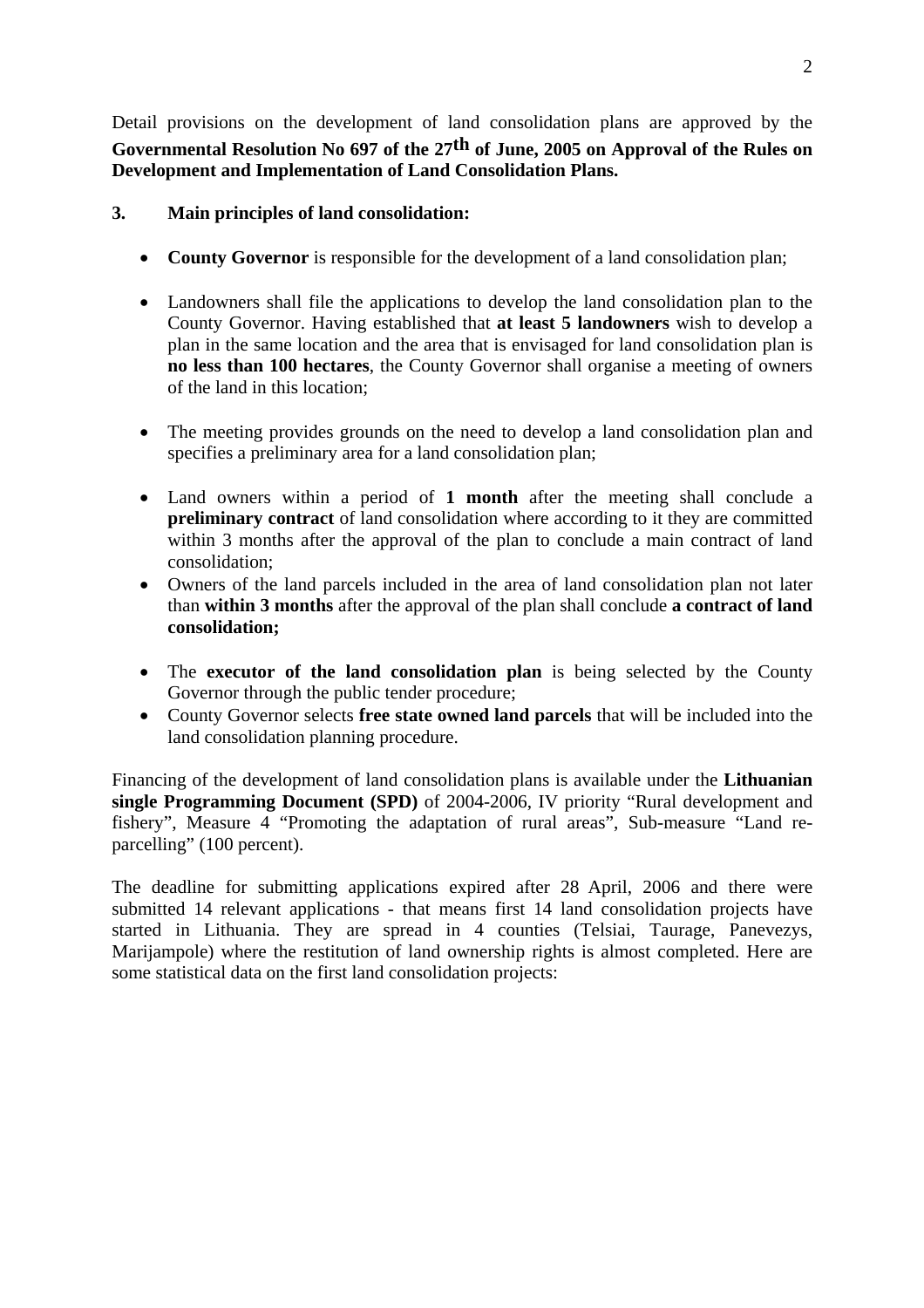Detail provisions on the development of land consolidation plans are approved by the **Governmental Resolution No 697 of the 27th of June, 2005 on Approval of the Rules on Development and Implementation of Land Consolidation Plans.**

### 3. Main principles of land consolidation:

- **County Governor** is responsible for the development of a land consolidation plan;
- Landowners shall file the applications to develop the land consolidation plan to the County Governor. Having established that **at least 5 landowners** wish to develop a plan in the same location and the area that is envisaged for land consolidation plan is **no less than 100 hectares**, the County Governor shall organise a meeting of owners of the land in this location;
- The meeting provides grounds on the need to develop a land consolidation plan and specifies a preliminary area for a land consolidation plan;
- Land owners within a period of **1 month** after the meeting shall conclude a **preliminary contract** of land consolidation where according to it they are committed within 3 months after the approval of the plan to conclude a main contract of land consolidation;
- Owners of the land parcels included in the area of land consolidation plan not later than **within 3 months** after the approval of the plan shall conclude **a contract of land consolidation;**
- The **executor of the land consolidation plan** is being selected by the County Governor through the public tender procedure;
- County Governor selects **free state owned land parcels** that will be included into the land consolidation planning procedure.

Financing of the development of land consolidation plans is available under the **Lithuanian single Programming Document (SPD)** of 2004-2006, IV priority "Rural development and fishery", Measure 4 "Promoting the adaptation of rural areas", Sub-measure "Land re-parcelling" (100 percent).

The deadline for submitting applications expired after 28 April, 2006 and there were submitted 14 relevant applications - that means first 14 land consolidation projects have started in Lithuania. They are spread in 4 counties (Telsiai, Taurage, Panevezys, Marijampole) where the restitution of land ownership rights is almost completed. Here are some statistical data on the first land consolidation projects: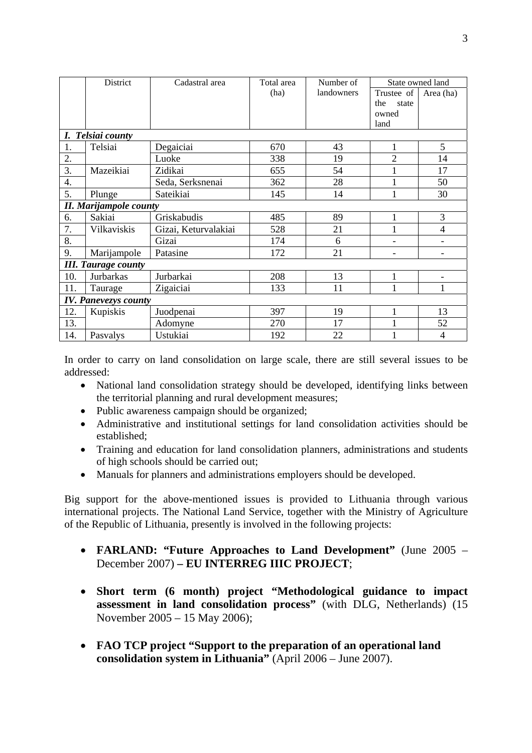| | District | Cadastral area | Total area (ha) | Number of landowners | State owned land | |
|---|---|---|---|---|---|---|
| | | | | | Trustee of the state owned land | Area (ha) |
| ***I. Telsiai county*** | | | | | | |
| 1. | Telsiai | Degaiciai | 670 | 43 | 1 | 5 |
| 2. | | Luoke | 338 | 19 | 2 | 14 |
| 3. | Mazeikiai | Zidikai | 655 | 54 | 1 | 17 |
| 4. | | Seda, Serksnenai | 362 | 28 | 1 | 50 |
| 5. | Plunge | Sateikiai | 145 | 14 | 1 | 30 |
| ***II. Marijampole county*** | | | | | | |
| 6. | Sakiai | Griskabudis | 485 | 89 | 1 | 3 |
| 7. | Vilkaviskis | Gizai, Keturvalakiai | 528 | 21 | 1 | 4 |
| 8. | | Gizai | 174 | 6 | - | - |
| 9. | Marijampole | Patasine | 172 | 21 | - | - |
| ***III. Taurage county*** | | | | | | |
| 10. | Jurbarkas | Jurbarkai | 208 | 13 | 1 | - |
| 11. | Taurage | Zigaiciai | 133 | 11 | 1 | 1 |
| ***IV. Panevezys county*** | | | | | | |
| 12. | Kupiskis | Juodpenai | 397 | 19 | 1 | 13 |
| 13. | | Adomyne | 270 | 17 | 1 | 52 |
| 14. | Pasvalys | Ustukiai | 192 | 22 | 1 | 4 |

In order to carry on land consolidation on large scale, there are still several issues to be addressed:

- National land consolidation strategy should be developed, identifying links between the territorial planning and rural development measures;
- Public awareness campaign should be organized;
- Administrative and institutional settings for land consolidation activities should be established;
- Training and education for land consolidation planners, administrations and students of high schools should be carried out;
- Manuals for planners and administrations employers should be developed.

Big support for the above-mentioned issues is provided to Lithuania through various international projects. The National Land Service, together with the Ministry of Agriculture of the Republic of Lithuania, presently is involved in the following projects:

- **FARLAND: "Future Approaches to Land Development"** (June 2005 – December 2007) **– EU INTERREG IIIC PROJECT**;

- **Short term (6 month) project "Methodological guidance to impact assessment in land consolidation process"** (with DLG, Netherlands) (15 November 2005 – 15 May 2006);

- **FAO TCP project "Support to the preparation of an operational land consolidation system in Lithuania"** (April 2006 – June 2007).